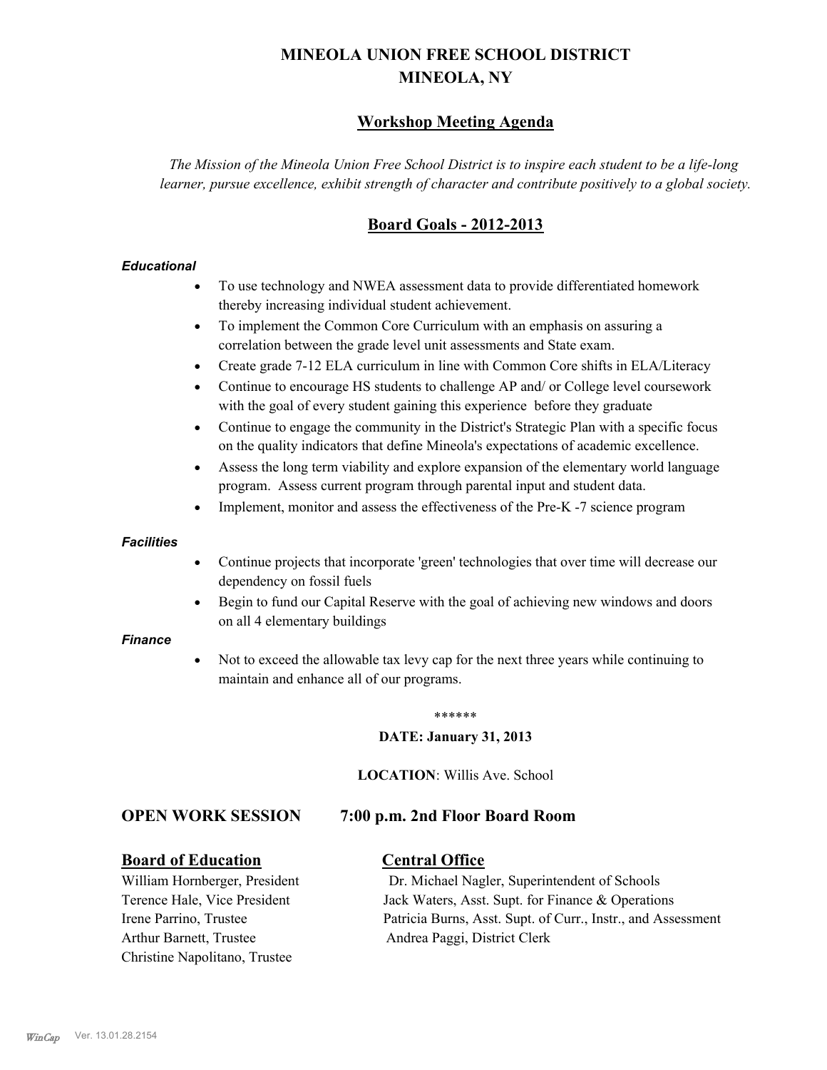# MINEOLA UNION FREE SCHOOL DISTRICT
## MINEOLA, NY

## Workshop Meeting Agenda

*The Mission of the Mineola Union Free School District is to inspire each student to be a life-long learner, pursue excellence, exhibit strength of character and contribute positively to a global society.*

## Board Goals - 2012-2013

***Educational***

- To use technology and NWEA assessment data to provide differentiated homework thereby increasing individual student achievement.
- To implement the Common Core Curriculum with an emphasis on assuring a correlation between the grade level unit assessments and State exam.
- Create grade 7-12 ELA curriculum in line with Common Core shifts in ELA/Literacy
- Continue to encourage HS students to challenge AP and/ or College level coursework with the goal of every student gaining this experience before they graduate
- Continue to engage the community in the District's Strategic Plan with a specific focus on the quality indicators that define Mineola's expectations of academic excellence.
- Assess the long term viability and explore expansion of the elementary world language program. Assess current program through parental input and student data.
- Implement, monitor and assess the effectiveness of the Pre-K -7 science program

***Facilities***

- Continue projects that incorporate 'green' technologies that over time will decrease our dependency on fossil fuels
- Begin to fund our Capital Reserve with the goal of achieving new windows and doors on all 4 elementary buildings

***Finance***

- Not to exceed the allowable tax levy cap for the next three years while continuing to maintain and enhance all of our programs.

******

**DATE: January 31, 2013**

**LOCATION**: Willis Ave. School

### OPEN WORK SESSION 7:00 p.m. 2nd Floor Board Room

**Board of Education**

William Hornberger, President
Terence Hale, Vice President
Irene Parrino, Trustee
Arthur Barnett, Trustee
Christine Napolitano, Trustee

**Central Office**

Dr. Michael Nagler, Superintendent of Schools
Jack Waters, Asst. Supt. for Finance & Operations
Patricia Burns, Asst. Supt. of Curr., Instr., and Assessment
Andrea Paggi, District Clerk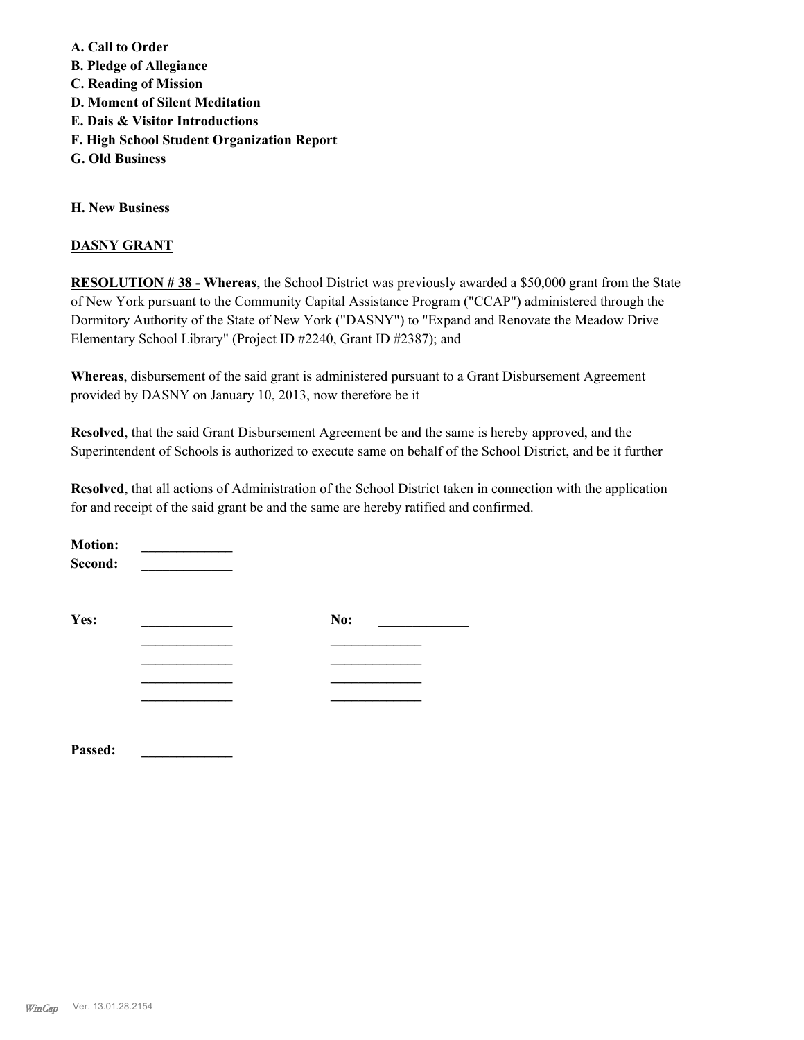**A. Call to Order**
**B. Pledge of Allegiance**
**C. Reading of Mission**
**D. Moment of Silent Meditation**
**E. Dais & Visitor Introductions**
**F. High School Student Organization Report**
**G. Old Business**

**H. New Business**

**DASNY GRANT**

**RESOLUTION # 38 - Whereas**, the School District was previously awarded a $50,000 grant from the State of New York pursuant to the Community Capital Assistance Program ("CCAP") administered through the Dormitory Authority of the State of New York ("DASNY") to "Expand and Renovate the Meadow Drive Elementary School Library" (Project ID #2240, Grant ID #2387); and

**Whereas**, disbursement of the said grant is administered pursuant to a Grant Disbursement Agreement provided by DASNY on January 10, 2013, now therefore be it

**Resolved**, that the said Grant Disbursement Agreement be and the same is hereby approved, and the Superintendent of Schools is authorized to execute same on behalf of the School District, and be it further

**Resolved**, that all actions of Administration of the School District taken in connection with the application for and receipt of the said grant be and the same are hereby ratified and confirmed.

**Motion:** _____________
**Second:** _____________

**Yes:** _____________ **No:** _____________
_____________ _____________
_____________ _____________
_____________ _____________
_____________ _____________

**Passed:** _____________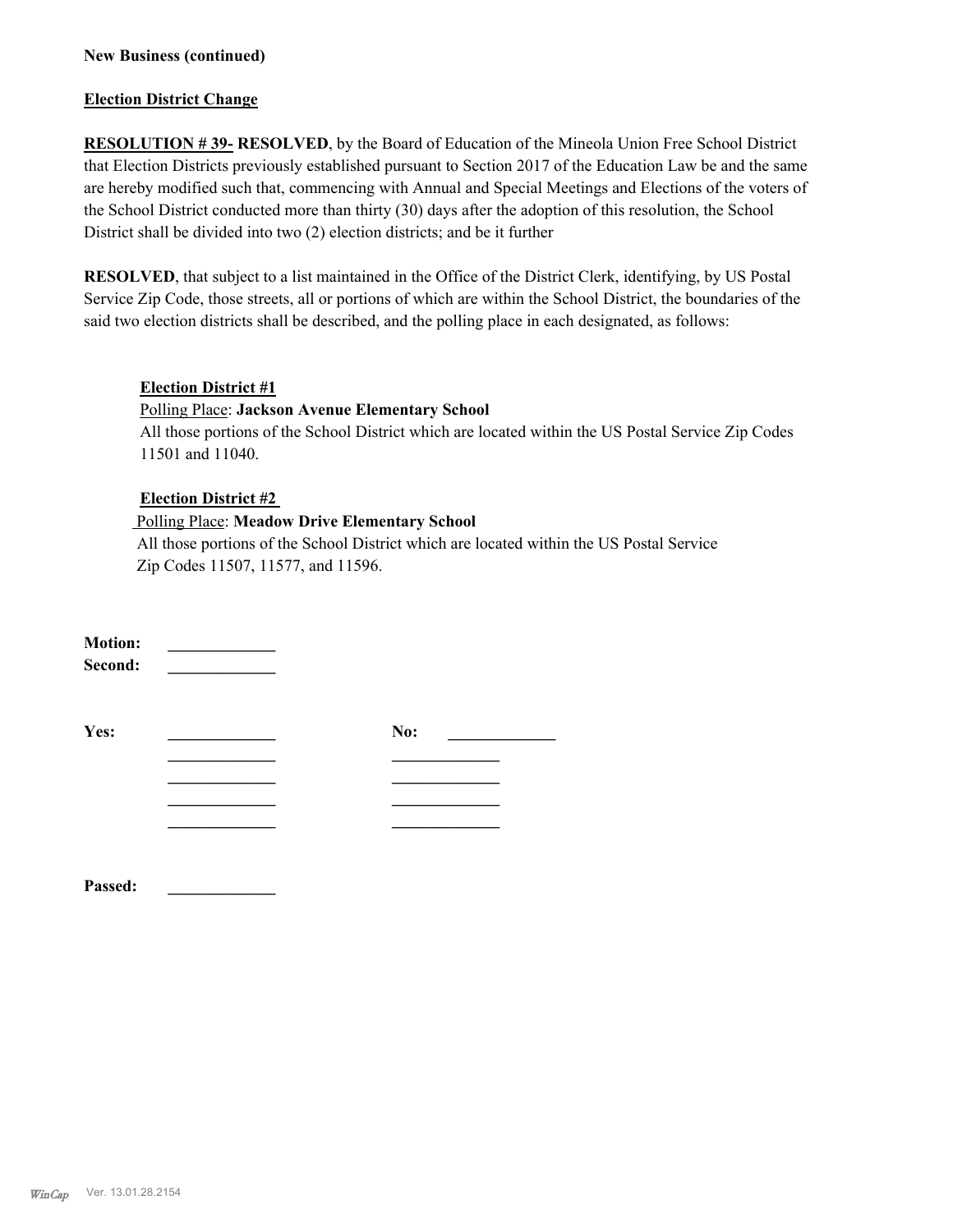**New Business (continued)**

**Election District Change**

**RESOLUTION # 39- RESOLVED**, by the Board of Education of the Mineola Union Free School District that Election Districts previously established pursuant to Section 2017 of the Education Law be and the same are hereby modified such that, commencing with Annual and Special Meetings and Elections of the voters of the School District conducted more than thirty (30) days after the adoption of this resolution, the School District shall be divided into two (2) election districts; and be it further

**RESOLVED**, that subject to a list maintained in the Office of the District Clerk, identifying, by US Postal Service Zip Code, those streets, all or portions of which are within the School District, the boundaries of the said two election districts shall be described, and the polling place in each designated, as follows:

**Election District #1**
Polling Place: **Jackson Avenue Elementary School**
All those portions of the School District which are located within the US Postal Service Zip Codes 11501 and 11040.

**Election District #2**
Polling Place: **Meadow Drive Elementary School**
All those portions of the School District which are located within the US Postal Service Zip Codes 11507, 11577, and 11596.

**Motion:** _____________
**Second:** _____________

**Yes:** _____________ **No:** _____________
_____________ _____________
_____________ _____________
_____________ _____________
_____________ _____________

**Passed:** _____________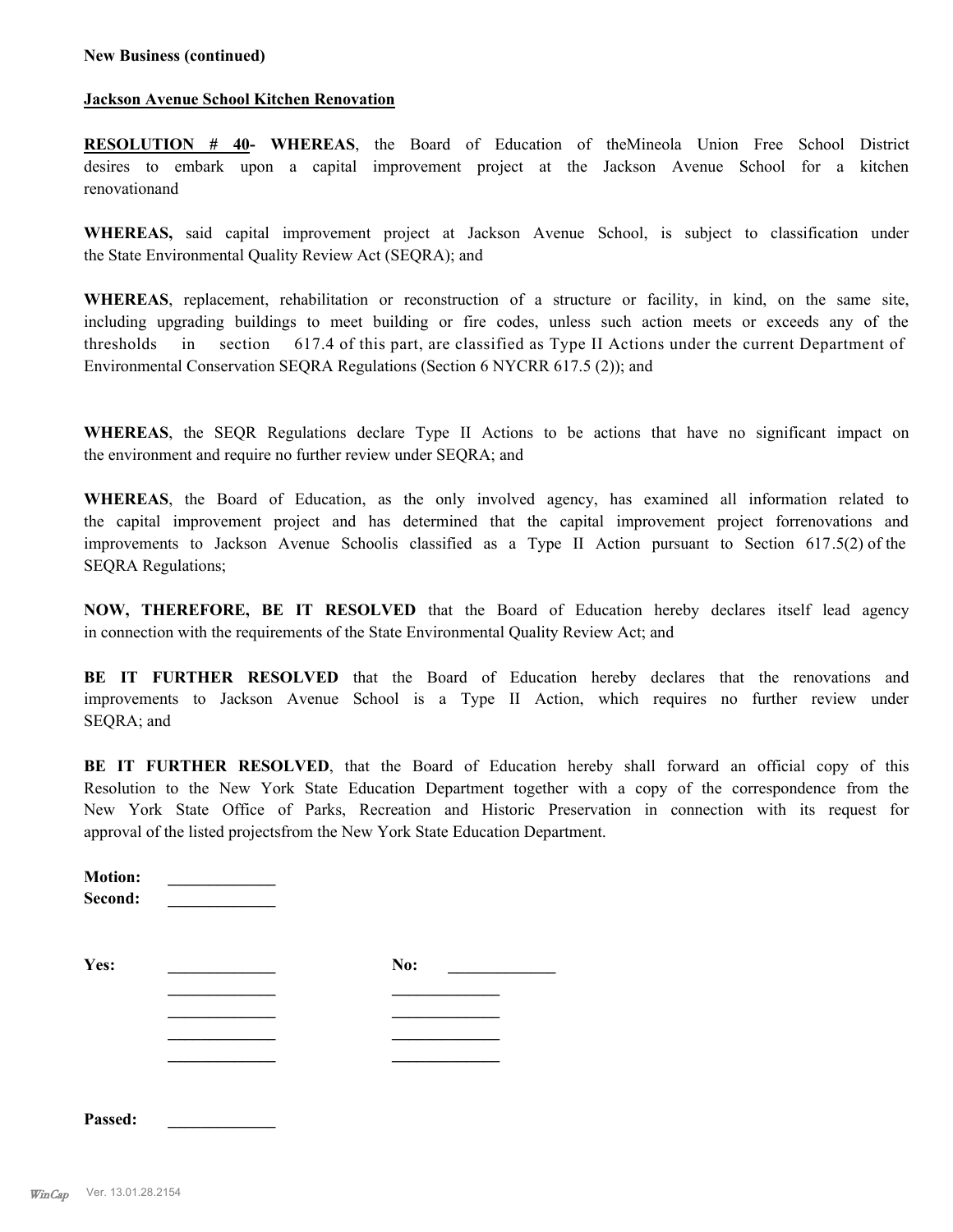**New Business (continued)**

**Jackson Avenue School Kitchen Renovation**

**RESOLUTION # 40- WHEREAS**, the Board of Education of theMineola Union Free School District desires to embark upon a capital improvement project at the Jackson Avenue School for a kitchen renovationand

**WHEREAS,** said capital improvement project at Jackson Avenue School, is subject to classification under the State Environmental Quality Review Act (SEQRA); and

**WHEREAS**, replacement, rehabilitation or reconstruction of a structure or facility, in kind, on the same site, including upgrading buildings to meet building or fire codes, unless such action meets or exceeds any of the thresholds in section 617.4 of this part, are classified as Type II Actions under the current Department of Environmental Conservation SEQRA Regulations (Section 6 NYCRR 617.5 (2)); and

**WHEREAS**, the SEQR Regulations declare Type II Actions to be actions that have no significant impact on the environment and require no further review under SEQRA; and

**WHEREAS**, the Board of Education, as the only involved agency, has examined all information related to the capital improvement project and has determined that the capital improvement project forrenovations and improvements to Jackson Avenue Schoolis classified as a Type II Action pursuant to Section 617.5(2) of the SEQRA Regulations;

**NOW, THEREFORE, BE IT RESOLVED** that the Board of Education hereby declares itself lead agency in connection with the requirements of the State Environmental Quality Review Act; and

**BE IT FURTHER RESOLVED** that the Board of Education hereby declares that the renovations and improvements to Jackson Avenue School is a Type II Action, which requires no further review under SEQRA; and

**BE IT FURTHER RESOLVED**, that the Board of Education hereby shall forward an official copy of this Resolution to the New York State Education Department together with a copy of the correspondence from the New York State Office of Parks, Recreation and Historic Preservation in connection with its request for approval of the listed projectsfrom the New York State Education Department.

**Motion:** _____________
**Second:** _____________

**Yes:** _____________ **No:** _____________
_____________ _____________
_____________ _____________
_____________ _____________
_____________ _____________

**Passed:** _____________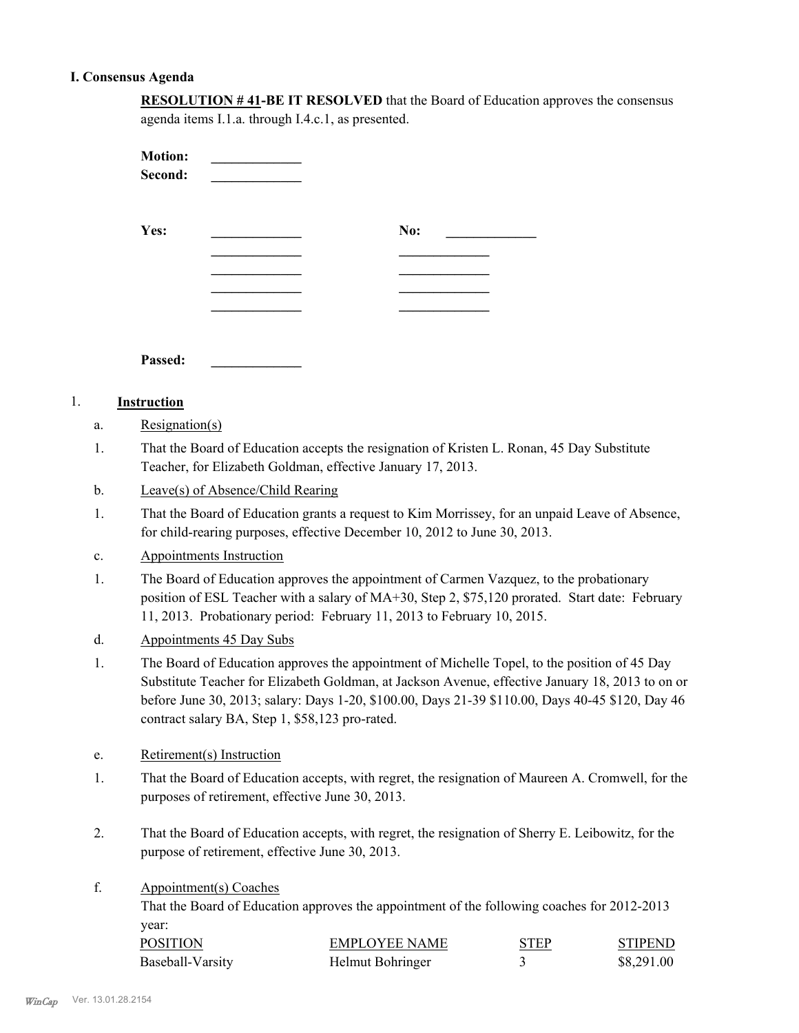## I. Consensus Agenda

**RESOLUTION # 41-BE IT RESOLVED** that the Board of Education approves the consensus agenda items I.1.a. through I.4.c.1, as presented.

**Motion:** _____________
**Second:** _____________

**Yes:** _____________ **No:** _____________
_____________ _____________
_____________ _____________
_____________ _____________
_____________ _____________

**Passed:** _____________

1. **Instruction**

a. Resignation(s)

1. That the Board of Education accepts the resignation of Kristen L. Ronan, 45 Day Substitute Teacher, for Elizabeth Goldman, effective January 17, 2013.

b. Leave(s) of Absence/Child Rearing

1. That the Board of Education grants a request to Kim Morrissey, for an unpaid Leave of Absence, for child-rearing purposes, effective December 10, 2012 to June 30, 2013.

c. Appointments Instruction

1. The Board of Education approves the appointment of Carmen Vazquez, to the probationary position of ESL Teacher with a salary of MA+30, Step 2, $75,120 prorated. Start date: February 11, 2013. Probationary period: February 11, 2013 to February 10, 2015.

d. Appointments 45 Day Subs

1. The Board of Education approves the appointment of Michelle Topel, to the position of 45 Day Substitute Teacher for Elizabeth Goldman, at Jackson Avenue, effective January 18, 2013 to on or before June 30, 2013; salary: Days 1-20, $100.00, Days 21-39 $110.00, Days 40-45 $120, Day 46 contract salary BA, Step 1, $58,123 pro-rated.

e. Retirement(s) Instruction

1. That the Board of Education accepts, with regret, the resignation of Maureen A. Cromwell, for the purposes of retirement, effective June 30, 2013.

2. That the Board of Education accepts, with regret, the resignation of Sherry E. Leibowitz, for the purpose of retirement, effective June 30, 2013.

f. Appointment(s) Coaches

That the Board of Education approves the appointment of the following coaches for 2012-2013 year:

| POSITION | EMPLOYEE NAME | STEP | STIPEND |
|---|---|---|---|
| Baseball-Varsity | Helmut Bohringer | 3 | $8,291.00 |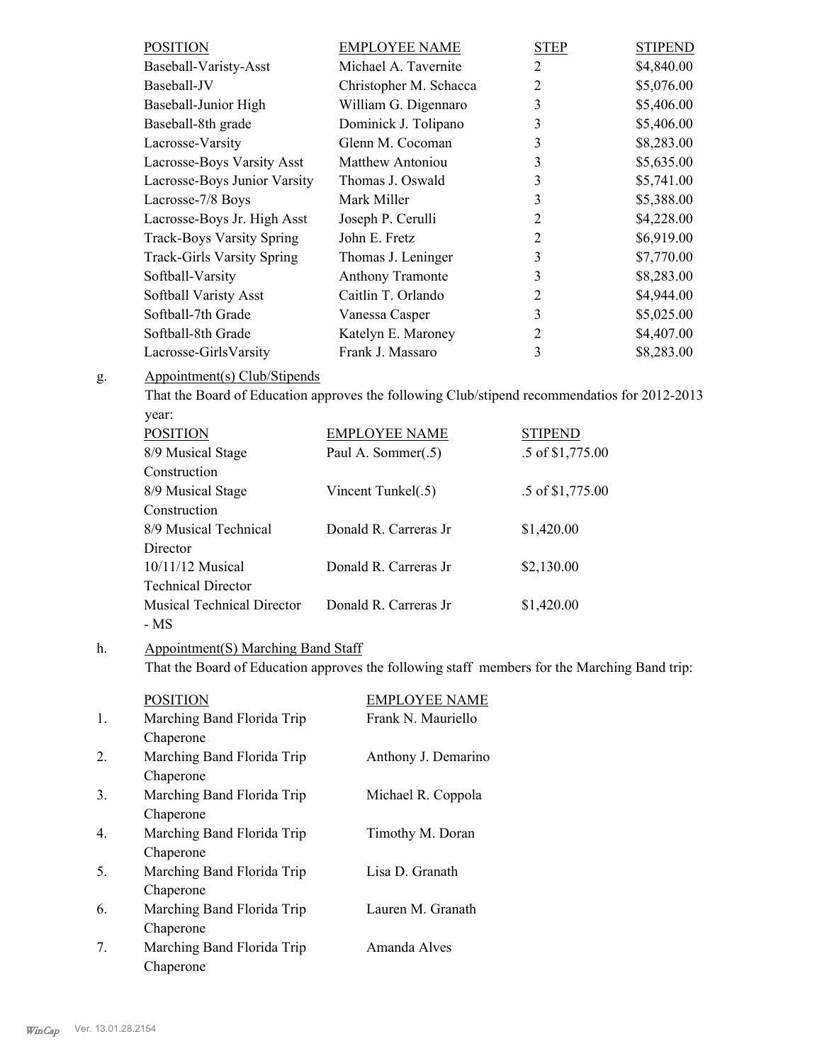| POSITION | EMPLOYEE NAME | STEP | STIPEND |
|---|---|---|---|
| Baseball-Varisty-Asst | Michael A. Tavernite | 2 | $4,840.00 |
| Baseball-JV | Christopher M. Schacca | 2 | $5,076.00 |
| Baseball-Junior High | William G. Digennaro | 3 | $5,406.00 |
| Baseball-8th grade | Dominick J. Tolipano | 3 | $5,406.00 |
| Lacrosse-Varsity | Glenn M. Cocoman | 3 | $8,283.00 |
| Lacrosse-Boys Varsity Asst | Matthew Antoniou | 3 | $5,635.00 |
| Lacrosse-Boys Junior Varsity | Thomas J. Oswald | 3 | $5,741.00 |
| Lacrosse-7/8 Boys | Mark Miller | 3 | $5,388.00 |
| Lacrosse-Boys Jr. High Asst | Joseph P. Cerulli | 2 | $4,228.00 |
| Track-Boys Varsity Spring | John E. Fretz | 2 | $6,919.00 |
| Track-Girls Varsity Spring | Thomas J. Leninger | 3 | $7,770.00 |
| Softball-Varsity | Anthony Tramonte | 3 | $8,283.00 |
| Softball Varisty Asst | Caitlin T. Orlando | 2 | $4,944.00 |
| Softball-7th Grade | Vanessa Casper | 3 | $5,025.00 |
| Softball-8th Grade | Katelyn E. Maroney | 2 | $4,407.00 |
| Lacrosse-GirlsVarsity | Frank J. Massaro | 3 | $8,283.00 |

g. Appointment(s) Club/Stipends

That the Board of Education approves the following Club/stipend recommendatios for 2012-2013 year:

| POSITION | EMPLOYEE NAME | STIPEND |
|---|---|---|
| 8/9 Musical Stage Construction | Paul A. Sommer(.5) | .5 of $1,775.00 |
| 8/9 Musical Stage Construction | Vincent Tunkel(.5) | .5 of $1,775.00 |
| 8/9 Musical Technical Director | Donald R. Carreras Jr | $1,420.00 |
| 10/11/12 Musical Technical Director | Donald R. Carreras Jr | $2,130.00 |
| Musical Technical Director - MS | Donald R. Carreras Jr | $1,420.00 |

h. Appointment(S) Marching Band Staff

That the Board of Education approves the following staff members for the Marching Band trip:

| | POSITION | EMPLOYEE NAME |
|---|---|---|
| 1. | Marching Band Florida Trip Chaperone | Frank N. Mauriello |
| 2. | Marching Band Florida Trip Chaperone | Anthony J. Demarino |
| 3. | Marching Band Florida Trip Chaperone | Michael R. Coppola |
| 4. | Marching Band Florida Trip Chaperone | Timothy M. Doran |
| 5. | Marching Band Florida Trip Chaperone | Lisa D. Granath |
| 6. | Marching Band Florida Trip Chaperone | Lauren M. Granath |
| 7. | Marching Band Florida Trip Chaperone | Amanda Alves |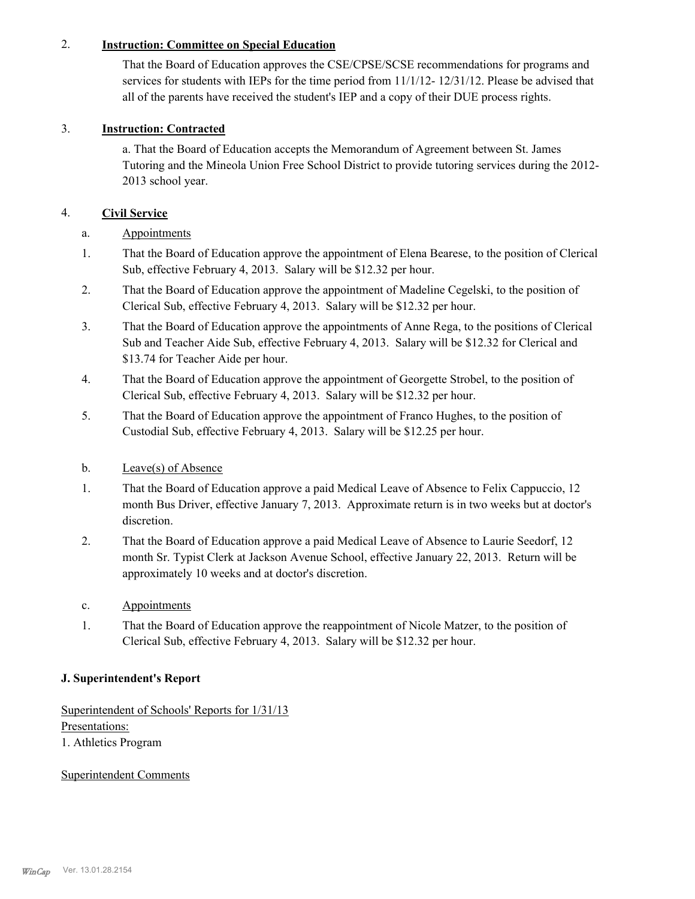2. **Instruction: Committee on Special Education**

That the Board of Education approves the CSE/CPSE/SCSE recommendations for programs and services for students with IEPs for the time period from 11/1/12- 12/31/12. Please be advised that all of the parents have received the student's IEP and a copy of their DUE process rights.

3. **Instruction: Contracted**

a. That the Board of Education accepts the Memorandum of Agreement between St. James Tutoring and the Mineola Union Free School District to provide tutoring services during the 2012-2013 school year.

4. **Civil Service**

a. Appointments

1. That the Board of Education approve the appointment of Elena Bearese, to the position of Clerical Sub, effective February 4, 2013. Salary will be $12.32 per hour.
2. That the Board of Education approve the appointment of Madeline Cegelski, to the position of Clerical Sub, effective February 4, 2013. Salary will be $12.32 per hour.
3. That the Board of Education approve the appointments of Anne Rega, to the positions of Clerical Sub and Teacher Aide Sub, effective February 4, 2013. Salary will be $12.32 for Clerical and $13.74 for Teacher Aide per hour.
4. That the Board of Education approve the appointment of Georgette Strobel, to the position of Clerical Sub, effective February 4, 2013. Salary will be $12.32 per hour.
5. That the Board of Education approve the appointment of Franco Hughes, to the position of Custodial Sub, effective February 4, 2013. Salary will be $12.25 per hour.

b. Leave(s) of Absence

1. That the Board of Education approve a paid Medical Leave of Absence to Felix Cappuccio, 12 month Bus Driver, effective January 7, 2013. Approximate return is in two weeks but at doctor's discretion.
2. That the Board of Education approve a paid Medical Leave of Absence to Laurie Seedorf, 12 month Sr. Typist Clerk at Jackson Avenue School, effective January 22, 2013. Return will be approximately 10 weeks and at doctor's discretion.

c. Appointments

1. That the Board of Education approve the reappointment of Nicole Matzer, to the position of Clerical Sub, effective February 4, 2013. Salary will be $12.32 per hour.

**J. Superintendent's Report**

Superintendent of Schools' Reports for 1/31/13

Presentations:

1. Athletics Program

Superintendent Comments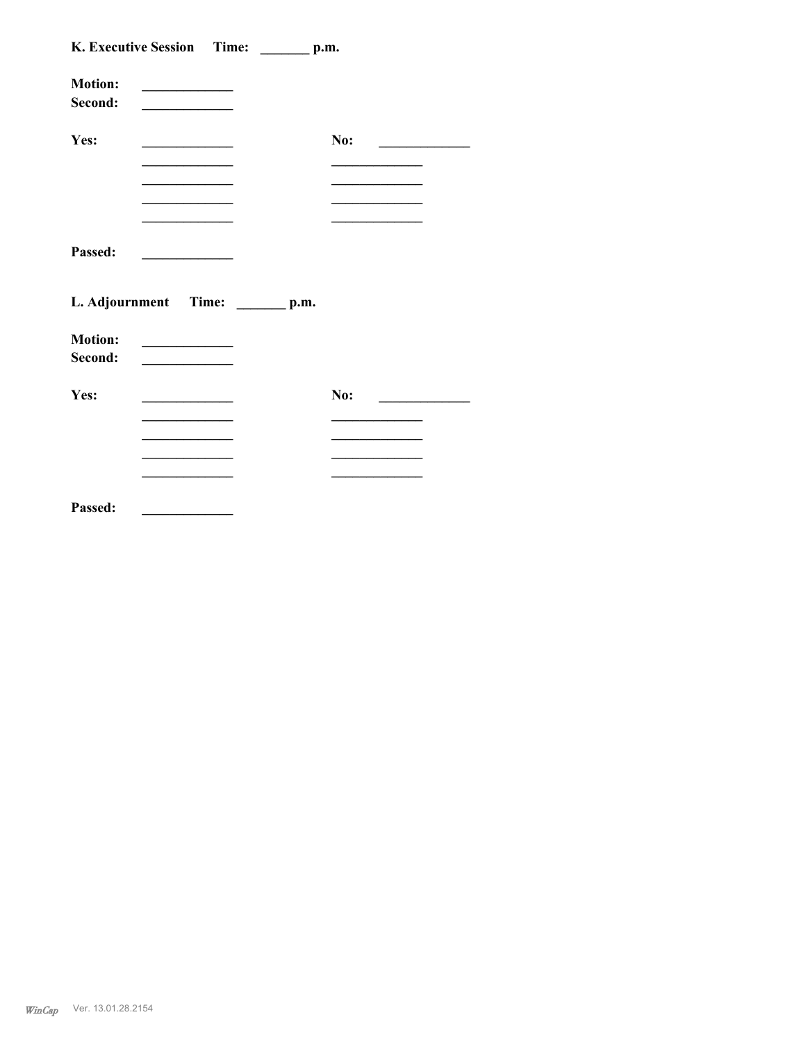**K. Executive Session     Time: _______ p.m.**

**Motion:** _____________
**Second:** _____________

**Yes:** _____________ **No:** _____________
_____________ _____________
_____________ _____________
_____________ _____________
_____________ _____________

**Passed:** _____________

**L. Adjournment     Time: _______ p.m.**

**Motion:** _____________
**Second:** _____________

**Yes:** _____________ **No:** _____________
_____________ _____________
_____________ _____________
_____________ _____________
_____________ _____________

**Passed:** _____________